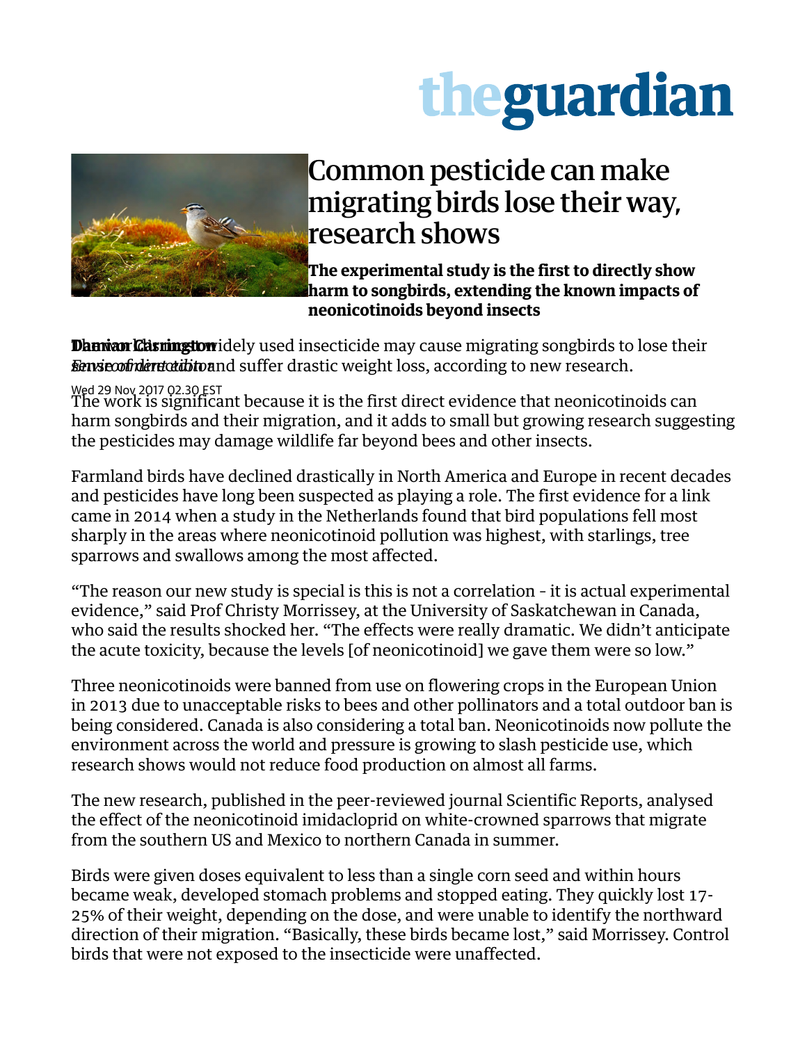# Common pesticide can make migrating birds lose their way, research shows

**The experimental study is the first to directly show harm to songbirds, extending the known impacts of neonicotinoids beyond insects**

**Damian Carrington**
*Environment editor*

Wed 29 Nov 2017 02.30 EST

The world's most widely used insecticide may cause migrating songbirds to lose their sense of direction and suffer drastic weight loss, according to new research.

The work is significant because it is the first direct evidence that neonicotinoids can harm songbirds and their migration, and it adds to small but growing research suggesting the pesticides may damage wildlife far beyond bees and other insects.

Farmland birds have declined drastically in North America and Europe in recent decades and pesticides have long been suspected as playing a role. The first evidence for a link came in 2014 when a study in the Netherlands found that bird populations fell most sharply in the areas where neonicotinoid pollution was highest, with starlings, tree sparrows and swallows among the most affected.

"The reason our new study is special is this is not a correlation - it is actual experimental evidence," said Prof Christy Morrissey, at the University of Saskatchewan in Canada, who said the results shocked her. "The effects were really dramatic. We didn't anticipate the acute toxicity, because the levels [of neonicotinoid] we gave them were so low."

Three neonicotinoids were banned from use on flowering crops in the European Union in 2013 due to unacceptable risks to bees and other pollinators and a total outdoor ban is being considered. Canada is also considering a total ban. Neonicotinoids now pollute the environment across the world and pressure is growing to slash pesticide use, which research shows would not reduce food production on almost all farms.

The new research, published in the peer-reviewed journal Scientific Reports, analysed the effect of the neonicotinoid imidacloprid on white-crowned sparrows that migrate from the southern US and Mexico to northern Canada in summer.

Birds were given doses equivalent to less than a single corn seed and within hours became weak, developed stomach problems and stopped eating. They quickly lost 17-25% of their weight, depending on the dose, and were unable to identify the northward direction of their migration. "Basically, these birds became lost," said Morrissey. Control birds that were not exposed to the insecticide were unaffected.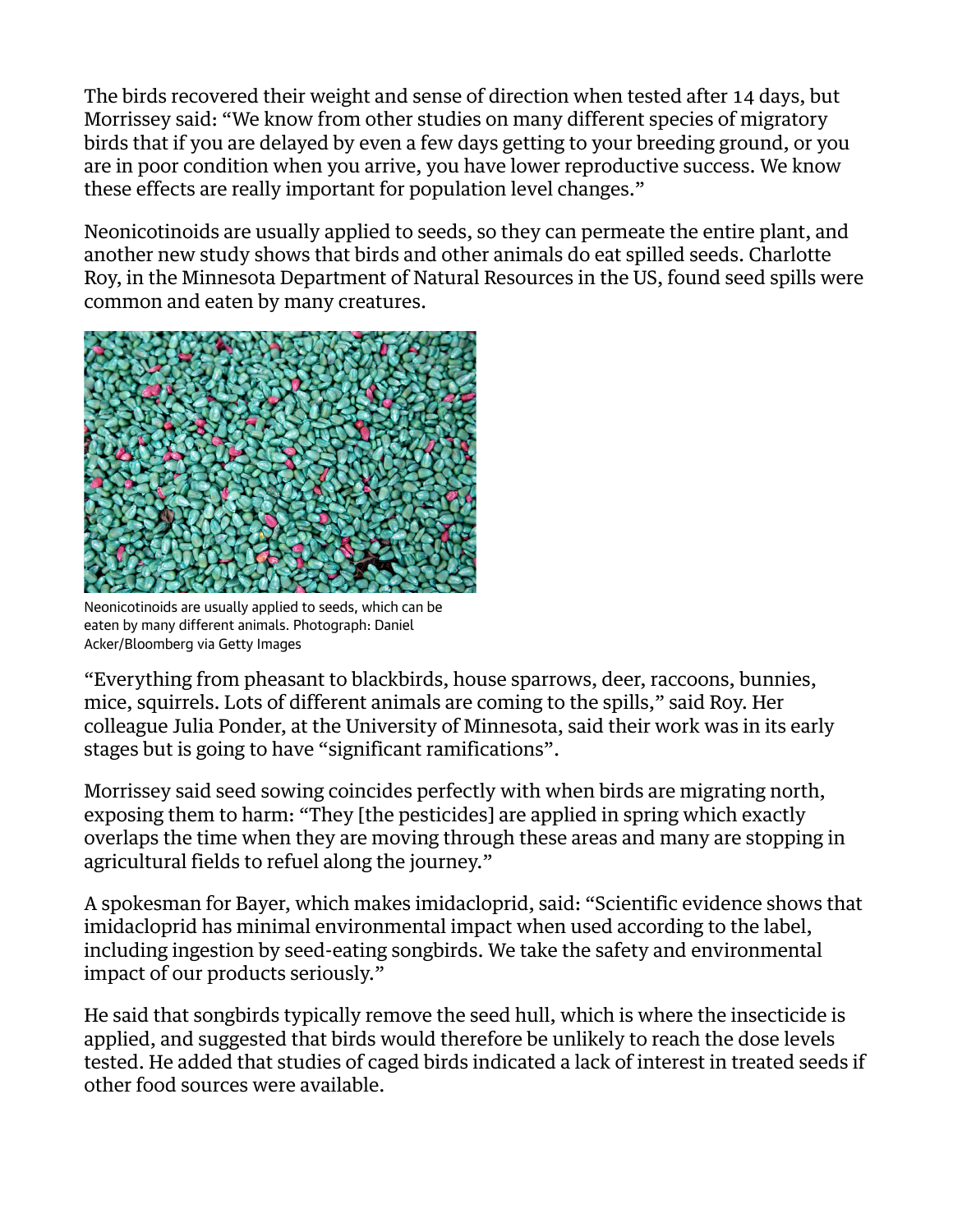The birds recovered their weight and sense of direction when tested after 14 days, but Morrissey said: "We know from other studies on many different species of migratory birds that if you are delayed by even a few days getting to your breeding ground, or you are in poor condition when you arrive, you have lower reproductive success. We know these effects are really important for population level changes."

Neonicotinoids are usually applied to seeds, so they can permeate the entire plant, and another new study shows that birds and other animals do eat spilled seeds. Charlotte Roy, in the Minnesota Department of Natural Resources in the US, found seed spills were common and eaten by many creatures.

Neonicotinoids are usually applied to seeds, which can be eaten by many different animals. Photograph: Daniel Acker/Bloomberg via Getty Images

"Everything from pheasant to blackbirds, house sparrows, deer, raccoons, bunnies, mice, squirrels. Lots of different animals are coming to the spills," said Roy. Her colleague Julia Ponder, at the University of Minnesota, said their work was in its early stages but is going to have "significant ramifications".

Morrissey said seed sowing coincides perfectly with when birds are migrating north, exposing them to harm: "They [the pesticides] are applied in spring which exactly overlaps the time when they are moving through these areas and many are stopping in agricultural fields to refuel along the journey."

A spokesman for Bayer, which makes imidacloprid, said: "Scientific evidence shows that imidacloprid has minimal environmental impact when used according to the label, including ingestion by seed-eating songbirds. We take the safety and environmental impact of our products seriously."

He said that songbirds typically remove the seed hull, which is where the insecticide is applied, and suggested that birds would therefore be unlikely to reach the dose levels tested. He added that studies of caged birds indicated a lack of interest in treated seeds if other food sources were available.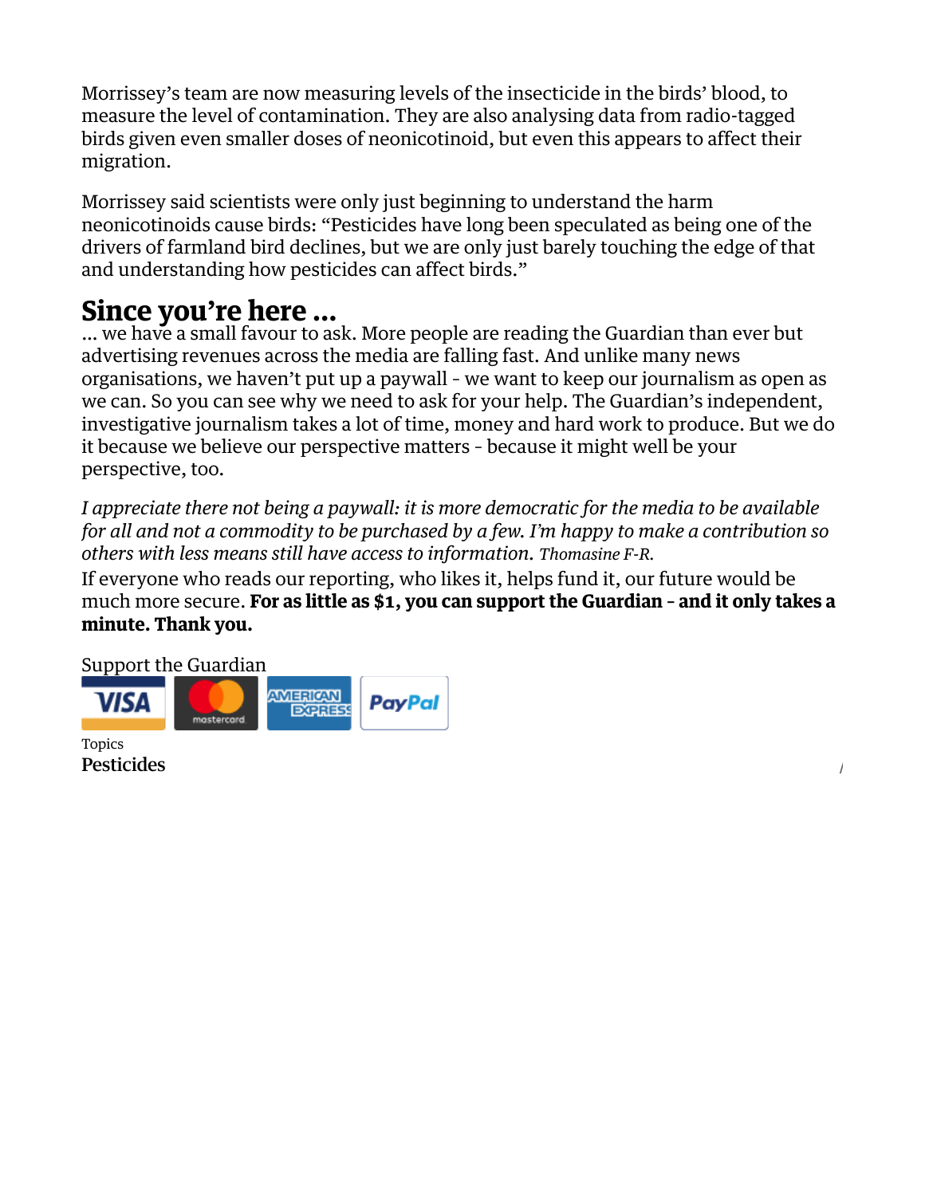Morrissey's team are now measuring levels of the insecticide in the birds' blood, to measure the level of contamination. They are also analysing data from radio-tagged birds given even smaller doses of neonicotinoid, but even this appears to affect their migration.

Morrissey said scientists were only just beginning to understand the harm neonicotinoids cause birds: "Pesticides have long been speculated as being one of the drivers of farmland bird declines, but we are only just barely touching the edge of that and understanding how pesticides can affect birds."

## Since you're here ...

... we have a small favour to ask. More people are reading the Guardian than ever but advertising revenues across the media are falling fast. And unlike many news organisations, we haven't put up a paywall - we want to keep our journalism as open as we can. So you can see why we need to ask for your help. The Guardian's independent, investigative journalism takes a lot of time, money and hard work to produce. But we do it because we believe our perspective matters - because it might well be your perspective, too.

*I appreciate there not being a paywall: it is more democratic for the media to be available for all and not a commodity to be purchased by a few. I'm happy to make a contribution so others with less means still have access to information.* Thomasine F-R.

If everyone who reads our reporting, who likes it, helps fund it, our future would be much more secure. **For as little as $1, you can support the Guardian - and it only takes a minute. Thank you.**

Support the Guardian

VISA mastercard AMERICAN EXPRESS PayPal

Topics

Pesticides